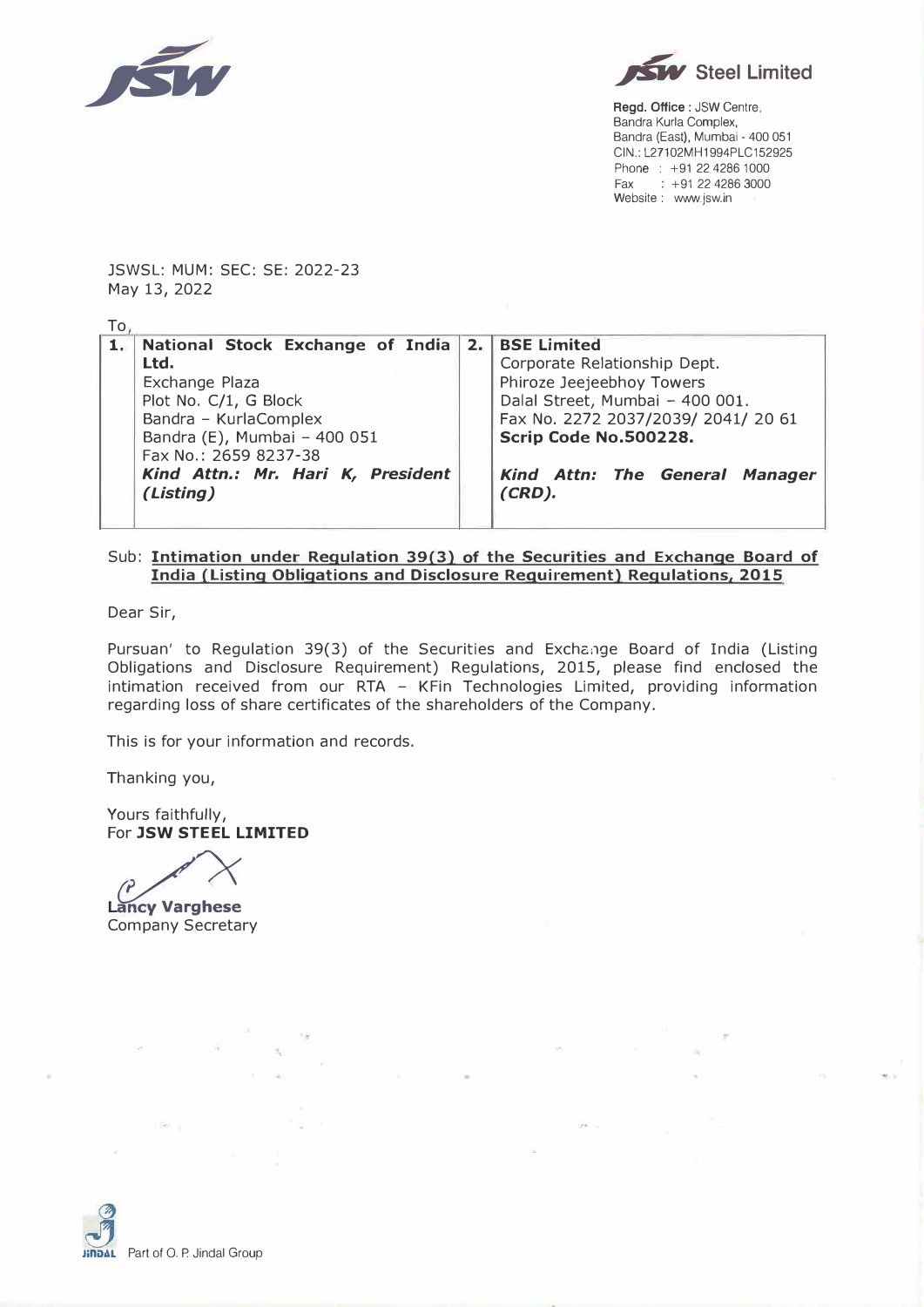**JSW Steel Limited**

**Regd. Office :** JSW Centre,
Bandra Kurla Complex,
Bandra (East), Mumbai - 400 051
CIN.: L27102MH1994PLC152925
Phone : +91 22 4286 1000
Fax : +91 22 4286 3000
Website : www.jsw.in

JSWSL: MUM: SEC: SE: 2022-23
May 13, 2022

To,

| 1. | **National Stock Exchange of India Ltd.**<br>Exchange Plaza<br>Plot No. C/1, G Block<br>Bandra - KurlaComplex<br>Bandra (E), Mumbai - 400 051<br>Fax No.: 2659 8237-38<br>***Kind Attn.: Mr. Hari K, President (Listing)*** | 2. | **BSE Limited**<br>Corporate Relationship Dept.<br>Phiroze Jeejeebhoy Towers<br>Dalal Street, Mumbai - 400 001.<br>Fax No. 2272 2037/2039/ 2041/ 20 61<br>**Scrip Code No.500228.**<br>***Kind Attn: The General Manager (CRD).*** |
|---|---|---|---|

Sub: **Intimation under Regulation 39(3) of the Securities and Exchange Board of India (Listing Obligations and Disclosure Requirement) Regulations, 2015**

Dear Sir,

Pursuant to Regulation 39(3) of the Securities and Exchange Board of India (Listing Obligations and Disclosure Requirement) Regulations, 2015, please find enclosed the intimation received from our RTA - KFin Technologies Limited, providing information regarding loss of share certificates of the shareholders of the Company.

This is for your information and records.

Thanking you,

Yours faithfully,
For **JSW STEEL LIMITED**

**Lancy Varghese**
Company Secretary

Part of O. P. Jindal Group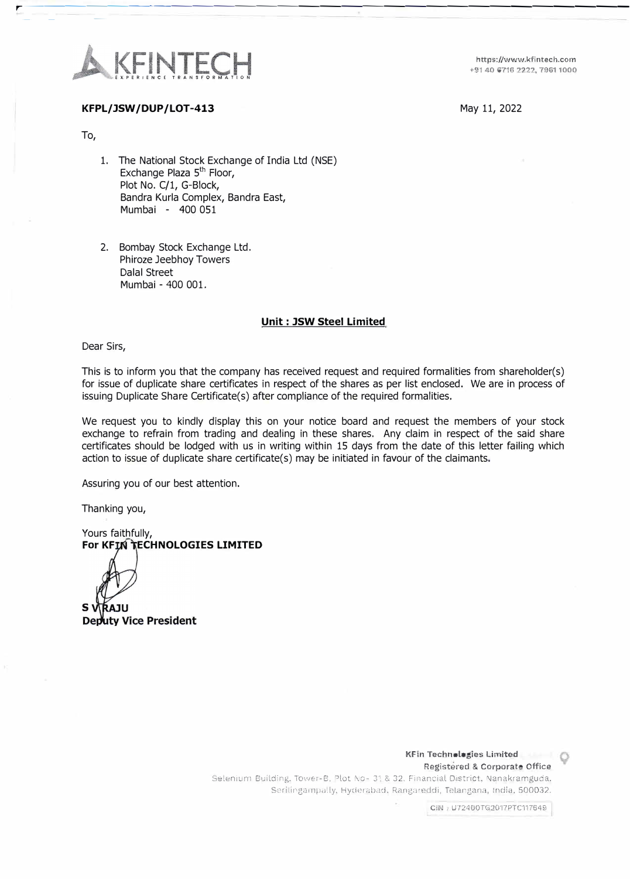KFINTECH
EXPERIENCE TRANSFORMATION

https://www.kfintech.com
+91 40 6716 2222, 7961 1000

**KFPL/JSW/DUP/LOT-413**

May 11, 2022

To,

1. The National Stock Exchange of India Ltd (NSE)
   Exchange Plaza 5th Floor,
   Plot No. C/1, G-Block,
   Bandra Kurla Complex, Bandra East,
   Mumbai - 400 051

2. Bombay Stock Exchange Ltd.
   Phiroze Jeebhoy Towers
   Dalal Street
   Mumbai - 400 001.

**Unit : JSW Steel Limited**

Dear Sirs,

This is to inform you that the company has received request and required formalities from shareholder(s) for issue of duplicate share certificates in respect of the shares as per list enclosed. We are in process of issuing Duplicate Share Certificate(s) after compliance of the required formalities.

We request you to kindly display this on your notice board and request the members of your stock exchange to refrain from trading and dealing in these shares. Any claim in respect of the said share certificates should be lodged with us in writing within 15 days from the date of this letter failing which action to issue of duplicate share certificate(s) may be initiated in favour of the claimants.

Assuring you of our best attention.

Thanking you,

Yours faithfully,
**For KFIN TECHNOLOGIES LIMITED**

**S V RAJU**
**Deputy Vice President**

KFin Technologies Limited
Registered & Corporate Office
Selenium Building, Tower-B, Plot No- 31 & 32, Financial District, Nanakramguda,
Serilingampally, Hyderabad, Rangareddi, Telangana, India, 500032.

CIN : U72400TG2017PTC117649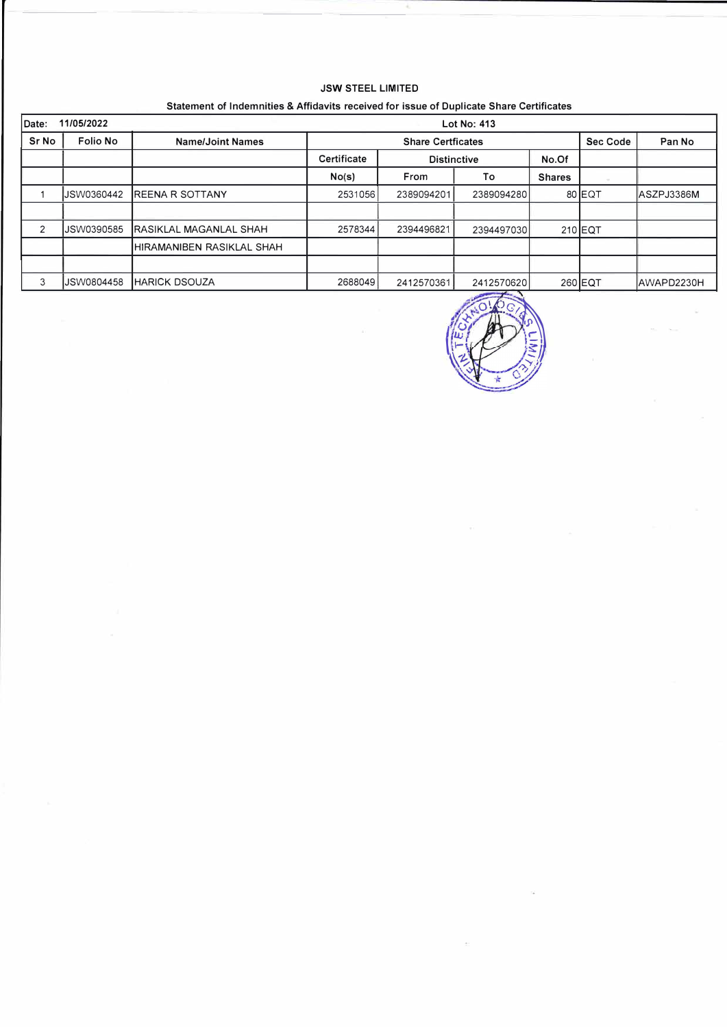**JSW STEEL LIMITED**

**Statement of Indemnities & Affidavits received for issue of Duplicate Share Certificates**

| Date: 11/05/2022 | | | Lot No: 413 | | | | | |
|---|---|---|---|---|---|---|---|---|
| Sr No | Folio No | Name/Joint Names | Share Certficates | | | | Sec Code | Pan No |
| | | | Certificate | Distinctive | | No.Of | | |
| | | | No(s) | From | To | Shares | | |
| 1 | JSW0360442 | REENA R SOTTANY | 2531056 | 2389094201 | 2389094280 | 80 | EQT | ASZPJ3386M |
| | | | | | | | | |
| 2 | JSW0390585 | RASIKLAL MAGANLAL SHAH | 2578344 | 2394496821 | 2394497030 | 210 | EQT | |
| | | HIRAMANIBEN RASIKLAL SHAH | | | | | | |
| | | | | | | | | |
| 3 | JSW0804458 | HARICK DSOUZA | 2688049 | 2412570361 | 2412570620 | 260 | EQT | AWAPD2230H |